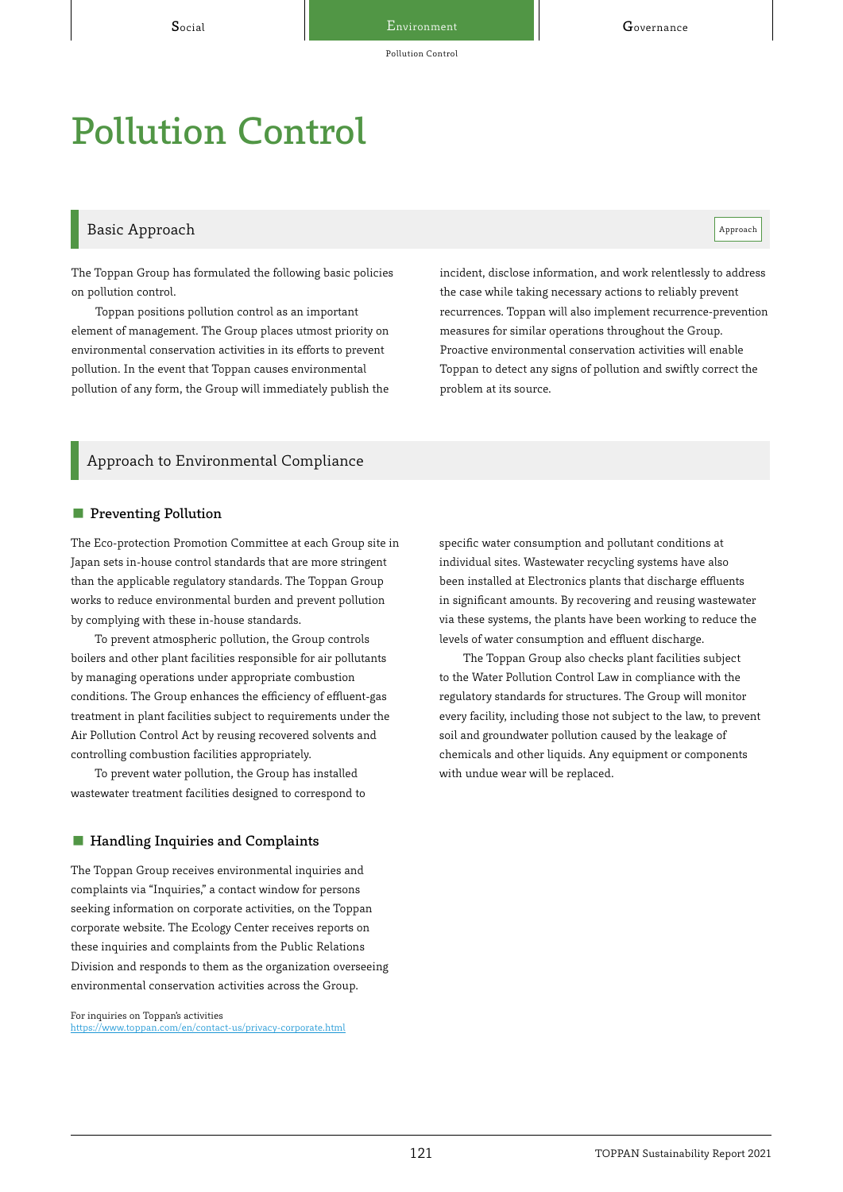# Pollution Control

## Basic Approach

Approach

The Toppan Group has formulated the following basic policies on pollution control.

Toppan positions pollution control as an important element of management. The Group places utmost priority on environmental conservation activities in its efforts to prevent pollution. In the event that Toppan causes environmental pollution of any form, the Group will immediately publish the incident, disclose information, and work relentlessly to address the case while taking necessary actions to reliably prevent recurrences. Toppan will also implement recurrence-prevention measures for similar operations throughout the Group. Proactive environmental conservation activities will enable Toppan to detect any signs of pollution and swiftly correct the problem at its source.

## Approach to Environmental Compliance

### Preventing Pollution

The Eco-protection Promotion Committee at each Group site in Japan sets in-house control standards that are more stringent than the applicable regulatory standards. The Toppan Group works to reduce environmental burden and prevent pollution by complying with these in-house standards.

To prevent atmospheric pollution, the Group controls boilers and other plant facilities responsible for air pollutants by managing operations under appropriate combustion conditions. The Group enhances the efficiency of effluent-gas treatment in plant facilities subject to requirements under the Air Pollution Control Act by reusing recovered solvents and controlling combustion facilities appropriately.

To prevent water pollution, the Group has installed wastewater treatment facilities designed to correspond to specific water consumption and pollutant conditions at individual sites. Wastewater recycling systems have also been installed at Electronics plants that discharge effluents in significant amounts. By recovering and reusing wastewater via these systems, the plants have been working to reduce the levels of water consumption and effluent discharge.

The Toppan Group also checks plant facilities subject to the Water Pollution Control Law in compliance with the regulatory standards for structures. The Group will monitor every facility, including those not subject to the law, to prevent soil and groundwater pollution caused by the leakage of chemicals and other liquids. Any equipment or components with undue wear will be replaced.

### Handling Inquiries and Complaints

The Toppan Group receives environmental inquiries and complaints via "Inquiries," a contact window for persons seeking information on corporate activities, on the Toppan corporate website. The Ecology Center receives reports on these inquiries and complaints from the Public Relations Division and responds to them as the organization overseeing environmental conservation activities across the Group.

For inquiries on Toppan's activities
https://www.toppan.com/en/contact-us/privacy-corporate.html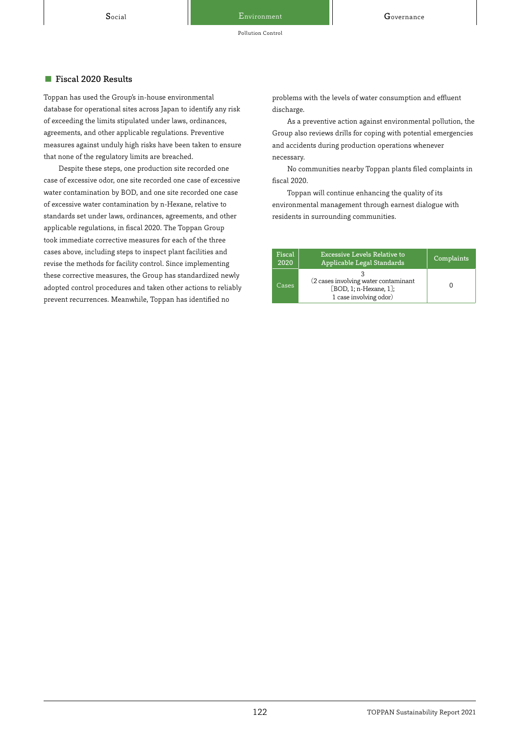## Fiscal 2020 Results

Toppan has used the Group's in-house environmental database for operational sites across Japan to identify any risk of exceeding the limits stipulated under laws, ordinances, agreements, and other applicable regulations. Preventive measures against unduly high risks have been taken to ensure that none of the regulatory limits are breached.

Despite these steps, one production site recorded one case of excessive odor, one site recorded one case of excessive water contamination by BOD, and one site recorded one case of excessive water contamination by n-Hexane, relative to standards set under laws, ordinances, agreements, and other applicable regulations, in fiscal 2020. The Toppan Group took immediate corrective measures for each of the three cases above, including steps to inspect plant facilities and revise the methods for facility control. Since implementing these corrective measures, the Group has standardized newly adopted control procedures and taken other actions to reliably prevent recurrences. Meanwhile, Toppan has identified no problems with the levels of water consumption and effluent discharge.

As a preventive action against environmental pollution, the Group also reviews drills for coping with potential emergencies and accidents during production operations whenever necessary.

No communities nearby Toppan plants filed complaints in fiscal 2020.

Toppan will continue enhancing the quality of its environmental management through earnest dialogue with residents in surrounding communities.

| Fiscal 2020 | Excessive Levels Relative to Applicable Legal Standards | Complaints |
|---|---|---|
| Cases | 3 (2 cases involving water contaminant [BOD, 1; n-Hexane, 1]; 1 case involving odor) | 0 |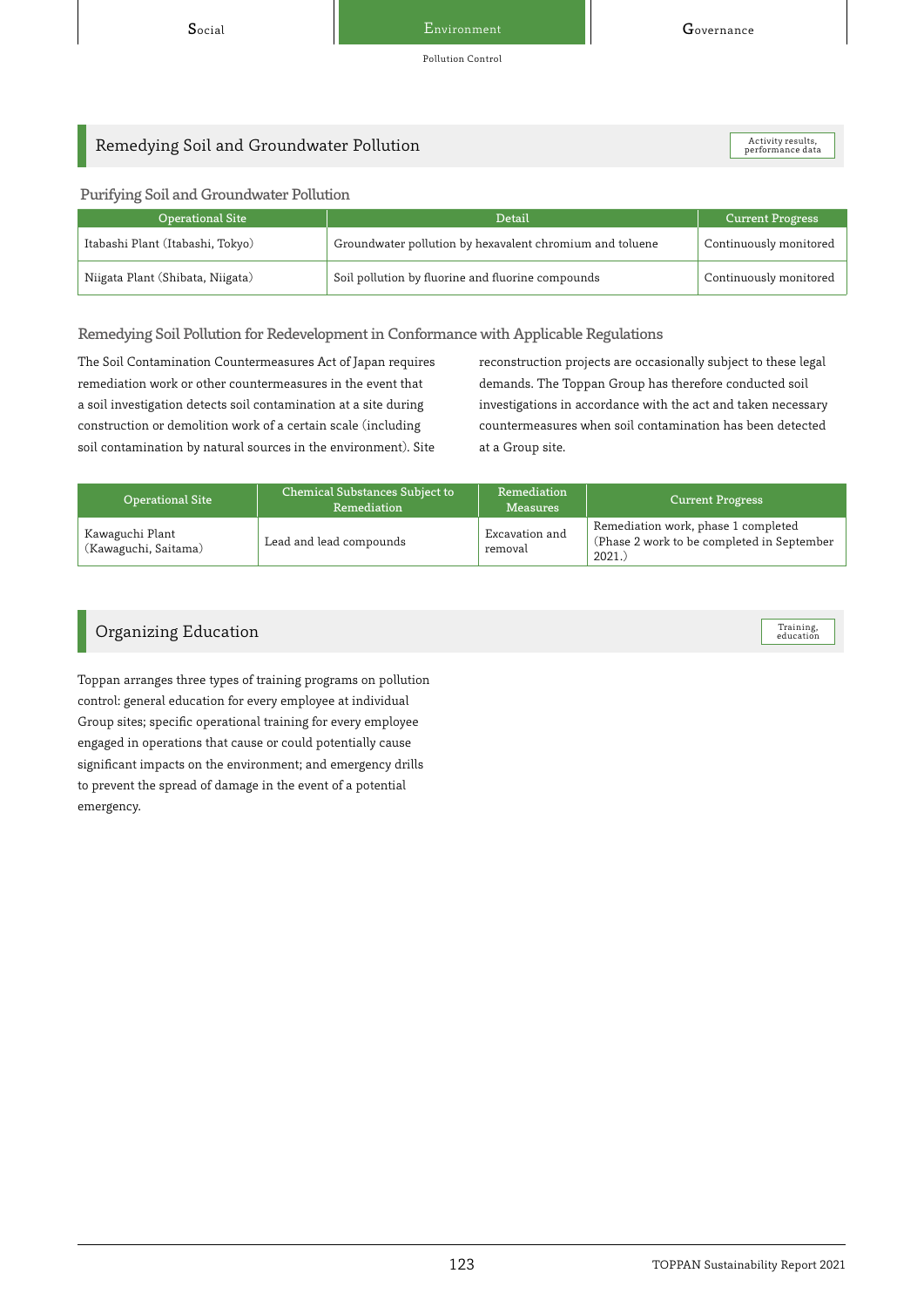## Remedying Soil and Groundwater Pollution

Activity results, performance data

### Purifying Soil and Groundwater Pollution

| Operational Site | Detail | Current Progress |
|---|---|---|
| Itabashi Plant (Itabashi, Tokyo) | Groundwater pollution by hexavalent chromium and toluene | Continuously monitored |
| Niigata Plant (Shibata, Niigata) | Soil pollution by fluorine and fluorine compounds | Continuously monitored |

### Remedying Soil Pollution for Redevelopment in Conformance with Applicable Regulations

The Soil Contamination Countermeasures Act of Japan requires remediation work or other countermeasures in the event that a soil investigation detects soil contamination at a site during construction or demolition work of a certain scale (including soil contamination by natural sources in the environment). Site reconstruction projects are occasionally subject to these legal demands. The Toppan Group has therefore conducted soil investigations in accordance with the act and taken necessary countermeasures when soil contamination has been detected at a Group site.

| Operational Site | Chemical Substances Subject to Remediation | Remediation Measures | Current Progress |
|---|---|---|---|
| Kawaguchi Plant (Kawaguchi, Saitama) | Lead and lead compounds | Excavation and removal | Remediation work, phase 1 completed (Phase 2 work to be completed in September 2021.) |

## Organizing Education

Training, education

Toppan arranges three types of training programs on pollution control: general education for every employee at individual Group sites; specific operational training for every employee engaged in operations that cause or could potentially cause significant impacts on the environment; and emergency drills to prevent the spread of damage in the event of a potential emergency.